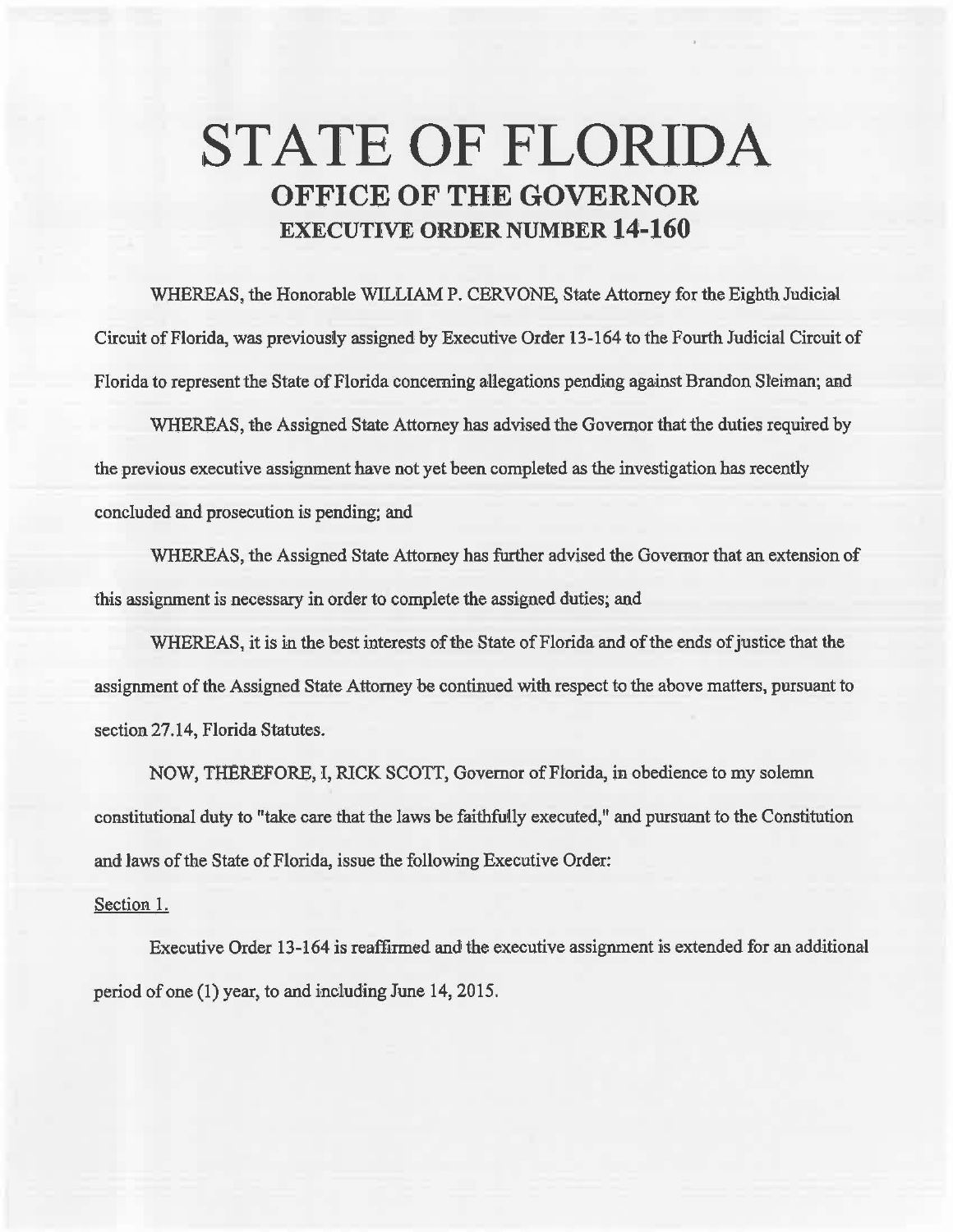# STATE OF FLORIDA
## OFFICE OF THE GOVERNOR
### EXECUTIVE ORDER NUMBER 14-160

WHEREAS, the Honorable WILLIAM P. CERVONE, State Attorney for the Eighth Judicial Circuit of Florida, was previously assigned by Executive Order 13-164 to the Fourth Judicial Circuit of Florida to represent the State of Florida concerning allegations pending against Brandon Sleiman; and

WHEREAS, the Assigned State Attorney has advised the Governor that the duties required by the previous executive assignment have not yet been completed as the investigation has recently concluded and prosecution is pending; and

WHEREAS, the Assigned State Attorney has further advised the Governor that an extension of this assignment is necessary in order to complete the assigned duties; and

WHEREAS, it is in the best interests of the State of Florida and of the ends of justice that the assignment of the Assigned State Attorney be continued with respect to the above matters, pursuant to section 27.14, Florida Statutes.

NOW, THEREFORE, I, RICK SCOTT, Governor of Florida, in obedience to my solemn constitutional duty to "take care that the laws be faithfully executed," and pursuant to the Constitution and laws of the State of Florida, issue the following Executive Order:

Section 1.

Executive Order 13-164 is reaffirmed and the executive assignment is extended for an additional period of one (1) year, to and including June 14, 2015.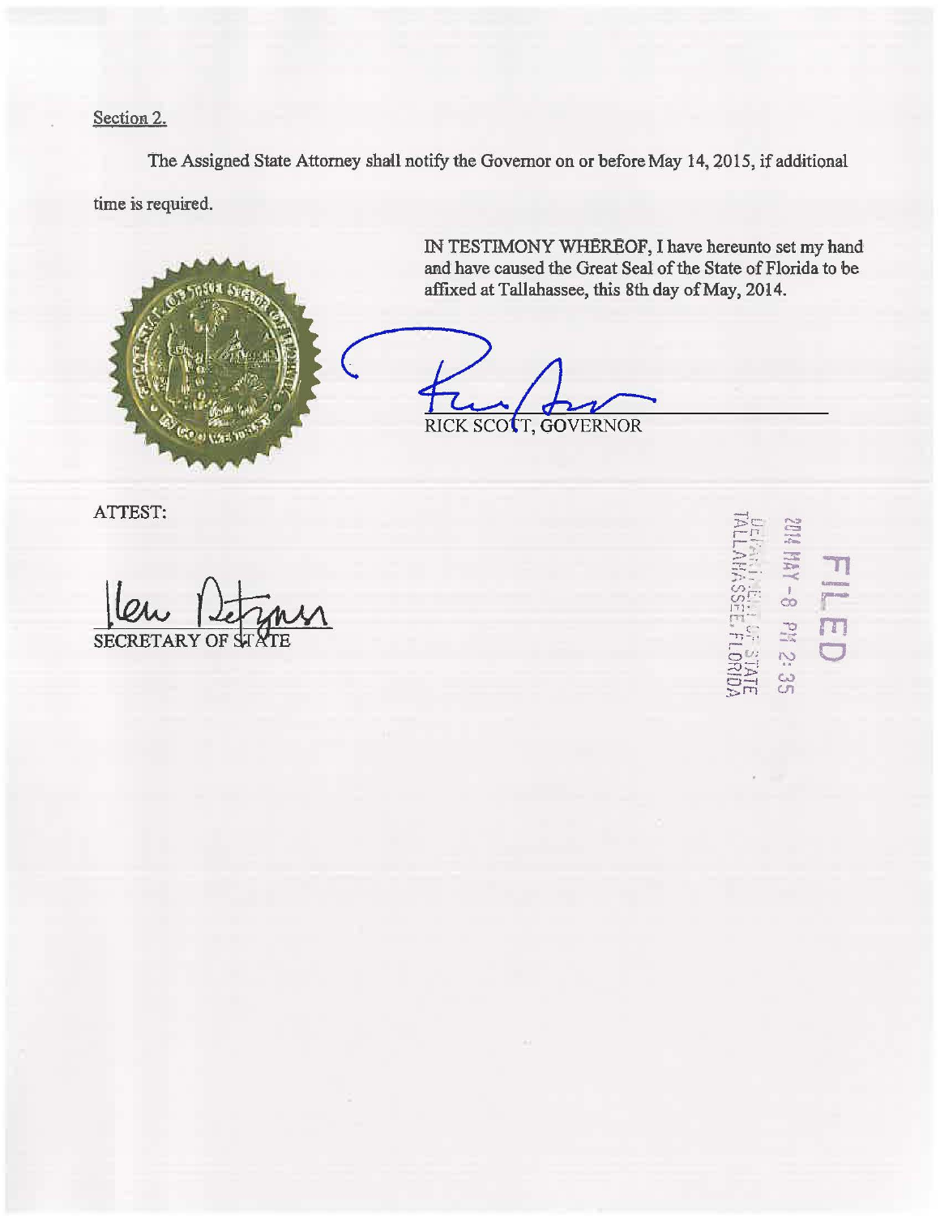Section 2.

The Assigned State Attorney shall notify the Governor on or before May 14, 2015, if additional time is required.

IN TESTIMONY WHEREOF, I have hereunto set my hand and have caused the Great Seal of the State of Florida to be affixed at Tallahassee, this 8th day of May, 2014.

RICK SCOTT, GOVERNOR

ATTEST:

SECRETARY OF STATE

FILED

2014 MAY -8 PM 2:35

DEPARTMENT OF STATE
TALLAHASSEE, FLORIDA